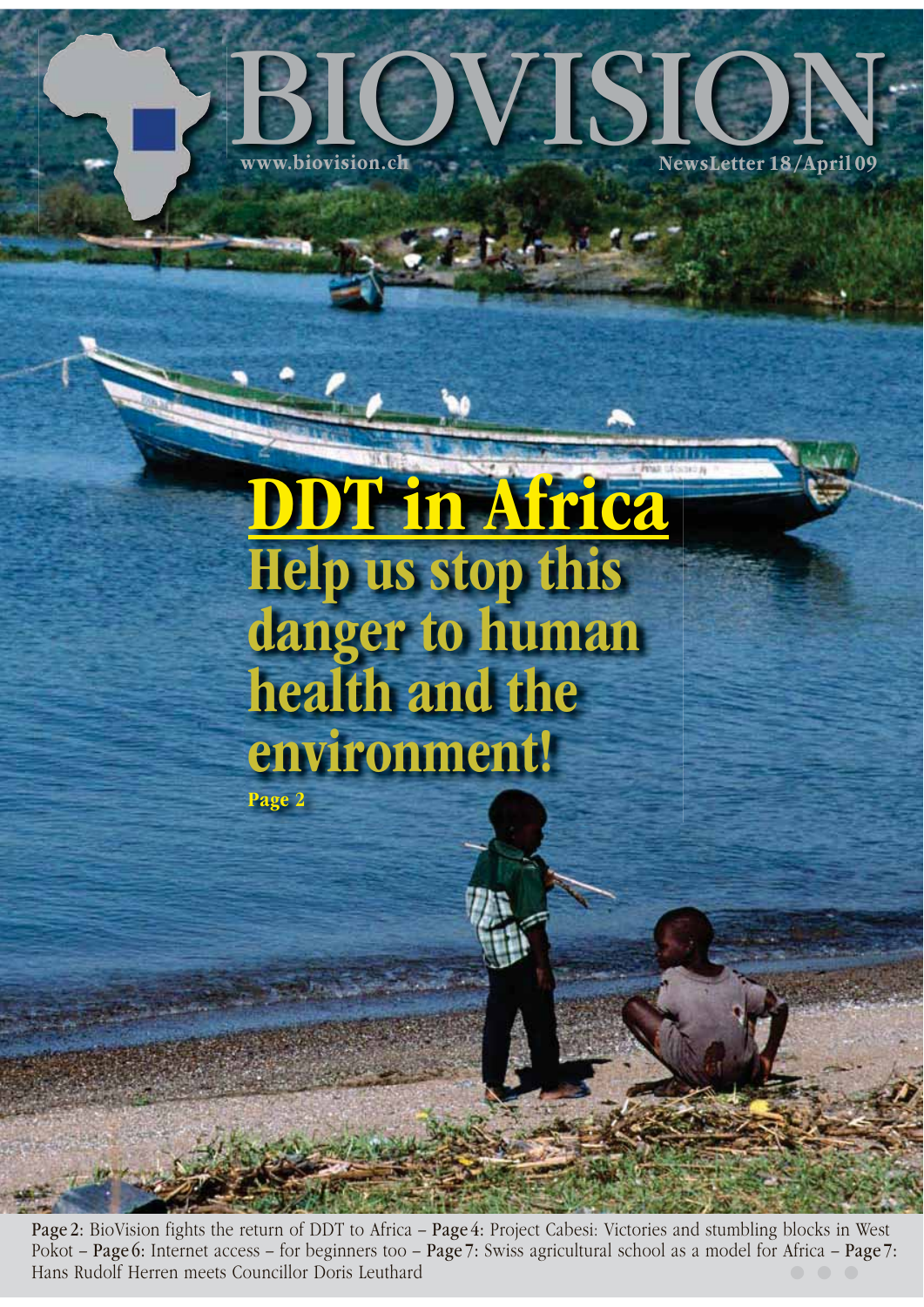# BIOVISION

www.biovision.ch

NewsLetter 18/April 09

# DDT in Africa

## Help us stop this danger to human health and the environment!

Page 2

**Page 2**: BioVision fights the return of DDT to Africa – **Page 4**: Project Cabesi: Victories and stumbling blocks in West Pokot – **Page 6**: Internet access – for beginners too – **Page 7**: Swiss agricultural school as a model for Africa – **Page 7**: Hans Rudolf Herren meets Councillor Doris Leuthard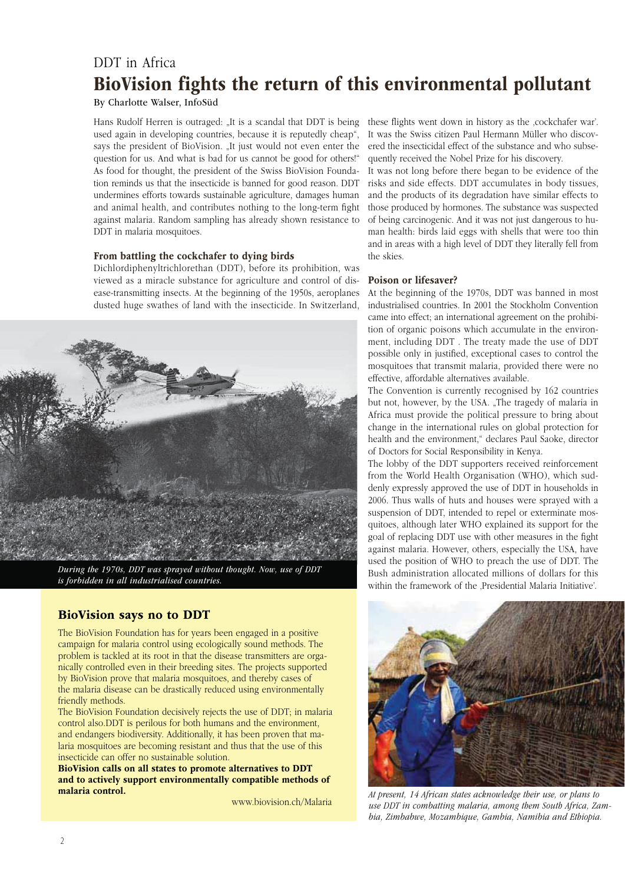# DDT in Africa

## BioVision fights the return of this environmental pollutant

By Charlotte Walser, InfoSüd

Hans Rudolf Herren is outraged: „It is a scandal that DDT is being used again in developing countries, because it is reputedly cheap", says the president of BioVision. „It just would not even enter the question for us. And what is bad for us cannot be good for others!" As food for thought, the president of the Swiss BioVision Foundation reminds us that the insecticide is banned for good reason. DDT undermines efforts towards sustainable agriculture, damages human and animal health, and contributes nothing to the long-term fight against malaria. Random sampling has already shown resistance to DDT in malaria mosquitoes.

### From battling the cockchafer to dying birds

Dichlordiphenyltrichlorethan (DDT), before its prohibition, was viewed as a miracle substance for agriculture and control of disease-transmitting insects. At the beginning of the 1950s, aeroplanes dusted huge swathes of land with the insecticide. In Switzerland, these flights went down in history as the ‚cockchafer war'. It was the Swiss citizen Paul Hermann Müller who discovered the insecticidal effect of the substance and who subsequently received the Nobel Prize for his discovery.

It was not long before there began to be evidence of the risks and side effects. DDT accumulates in body tissues, and the products of its degradation have similar effects to those produced by hormones. The substance was suspected of being carcinogenic. And it was not just dangerous to human health: birds laid eggs with shells that were too thin and in areas with a high level of DDT they literally fell from the skies.

*During the 1970s, DDT was sprayed without thought. Now, use of DDT is forbidden in all industrialised countries.*

### Poison or lifesaver?

At the beginning of the 1970s, DDT was banned in most industrialised countries. In 2001 the Stockholm Convention came into effect; an international agreement on the prohibition of organic poisons which accumulate in the environment, including DDT . The treaty made the use of DDT possible only in justified, exceptional cases to control the mosquitoes that transmit malaria, provided there were no effective, affordable alternatives available.

The Convention is currently recognised by 162 countries but not, however, by the USA. „The tragedy of malaria in Africa must provide the political pressure to bring about change in the international rules on global protection for health and the environment," declares Paul Saoke, director of Doctors for Social Responsibility in Kenya.

The lobby of the DDT supporters received reinforcement from the World Health Organisation (WHO), which suddenly expressly approved the use of DDT in households in 2006. Thus walls of huts and houses were sprayed with a suspension of DDT, intended to repel or exterminate mosquitoes, although later WHO explained its support for the goal of replacing DDT use with other measures in the fight against malaria. However, others, especially the USA, have used the position of WHO to preach the use of DDT. The Bush administration allocated millions of dollars for this within the framework of the ‚Presidential Malaria Initiative'.

*At present, 14 African states acknowledge their use, or plans to use DDT in combatting malaria, among them South Africa, Zambia, Zimbabwe, Mozambique, Gambia, Namibia and Ethiopia.*

### BioVision says no to DDT

The BioVision Foundation has for years been engaged in a positive campaign for malaria control using ecologically sound methods. The problem is tackled at its root in that the disease transmitters are organically controlled even in their breeding sites. The projects supported by BioVision prove that malaria mosquitoes, and thereby cases of the malaria disease can be drastically reduced using environmentally friendly methods.

The BioVision Foundation decisively rejects the use of DDT; in malaria control also.DDT is perilous for both humans and the environment, and endangers biodiversity. Additionally, it has been proven that malaria mosquitoes are becoming resistant and thus that the use of this insecticide can offer no sustainable solution.

**BioVision calls on all states to promote alternatives to DDT and to actively support environmentally compatible methods of malaria control.**

www.biovision.ch/Malaria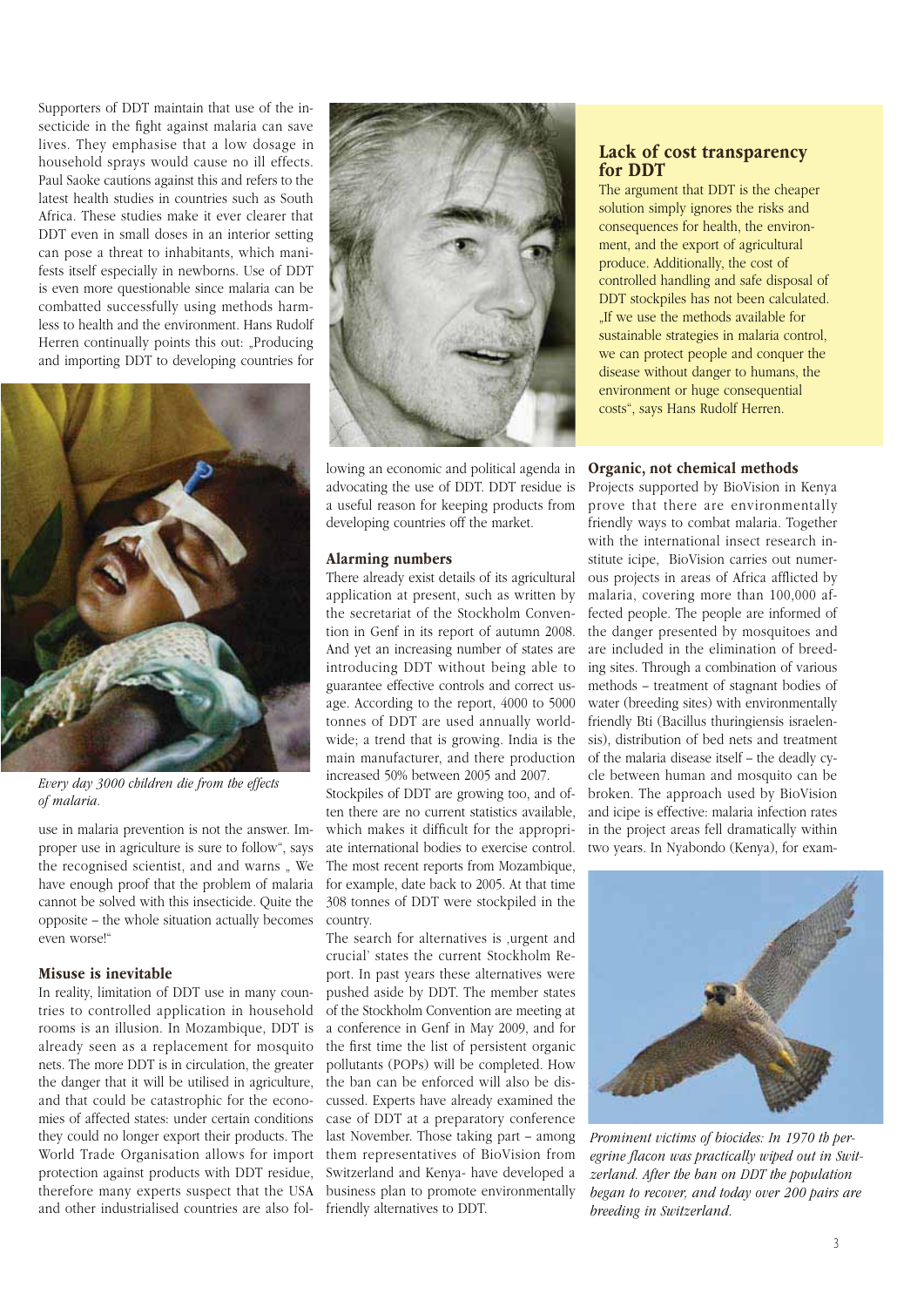Supporters of DDT maintain that use of the insecticide in the fight against malaria can save lives. They emphasise that a low dosage in household sprays would cause no ill effects. Paul Saoke cautions against this and refers to the latest health studies in countries such as South Africa. These studies make it ever clearer that DDT even in small doses in an interior setting can pose a threat to inhabitants, which manifests itself especially in newborns. Use of DDT is even more questionable since malaria can be combatted successfully using methods harmless to health and the environment. Hans Rudolf Herren continually points this out: „Producing and importing DDT to developing countries for use in malaria prevention is not the answer. Improper use in agriculture is sure to follow", says the recognised scientist, and and warns „ We have enough proof that the problem of malaria cannot be solved with this insecticide. Quite the opposite – the whole situation actually becomes even worse!"

*Every day 3000 children die from the effects of malaria.*

## Misuse is inevitable

In reality, limitation of DDT use in many countries to controlled application in household rooms is an illusion. In Mozambique, DDT is already seen as a replacement for mosquito nets. The more DDT is in circulation, the greater the danger that it will be utilised in agriculture, and that could be catastrophic for the economies of affected states: under certain conditions they could no longer export their products. The World Trade Organisation allows for import protection against products with DDT residue, therefore many experts suspect that the USA and other industrialised countries are also following an economic and political agenda in advocating the use of DDT. DDT residue is a useful reason for keeping products from developing countries off the market.

## Alarming numbers

There already exist details of its agricultural application at present, such as written by the secretariat of the Stockholm Convention in Genf in its report of autumn 2008. And yet an increasing number of states are introducing DDT without being able to guarantee effective controls and correct usage. According to the report, 4000 to 5000 tonnes of DDT are used annually worldwide; a trend that is growing. India is the main manufacturer, and there production increased 50% between 2005 and 2007.

Stockpiles of DDT are growing too, and often there are no current statistics available, which makes it difficult for the appropriate international bodies to exercise control. The most recent reports from Mozambique, for example, date back to 2005. At that time 308 tonnes of DDT were stockpiled in the country.

The search for alternatives is ‚urgent and crucial' states the current Stockholm Report. In past years these alternatives were pushed aside by DDT. The member states of the Stockholm Convention are meeting at a conference in Genf in May 2009, and for the first time the list of persistent organic pollutants (POPs) will be completed. How the ban can be enforced will also be discussed. Experts have already examined the case of DDT at a preparatory conference last November. Those taking part – among them representatives of BioVision from Switzerland and Kenya- have developed a business plan to promote environmentally friendly alternatives to DDT.

## Lack of cost transparency for DDT

The argument that DDT is the cheaper solution simply ignores the risks and consequences for health, the environment, and the export of agricultural produce. Additionally, the cost of controlled handling and safe disposal of DDT stockpiles has not been calculated. „If we use the methods available for sustainable strategies in malaria control, we can protect people and conquer the disease without danger to humans, the environment or huge consequential costs", says Hans Rudolf Herren.

## Organic, not chemical methods

Projects supported by BioVision in Kenya prove that there are environmentally friendly ways to combat malaria. Together with the international insect research institute icipe, BioVision carries out numerous projects in areas of Africa afflicted by malaria, covering more than 100,000 affected people. The people are informed of the danger presented by mosquitoes and are included in the elimination of breeding sites. Through a combination of various methods – treatment of stagnant bodies of water (breeding sites) with environmentally friendly Bti (Bacillus thuringiensis israelensis), distribution of bed nets and treatment of the malaria disease itself – the deadly cycle between human and mosquito can be broken. The approach used by BioVision and icipe is effective: malaria infection rates in the project areas fell dramatically within two years. In Nyabondo (Kenya), for exam-

*Prominent victims of biocides: In 1970 th peregrine flacon was practically wiped out in Switzerland. After the ban on DDT the population began to recover, and today over 200 pairs are breeding in Switzerland.*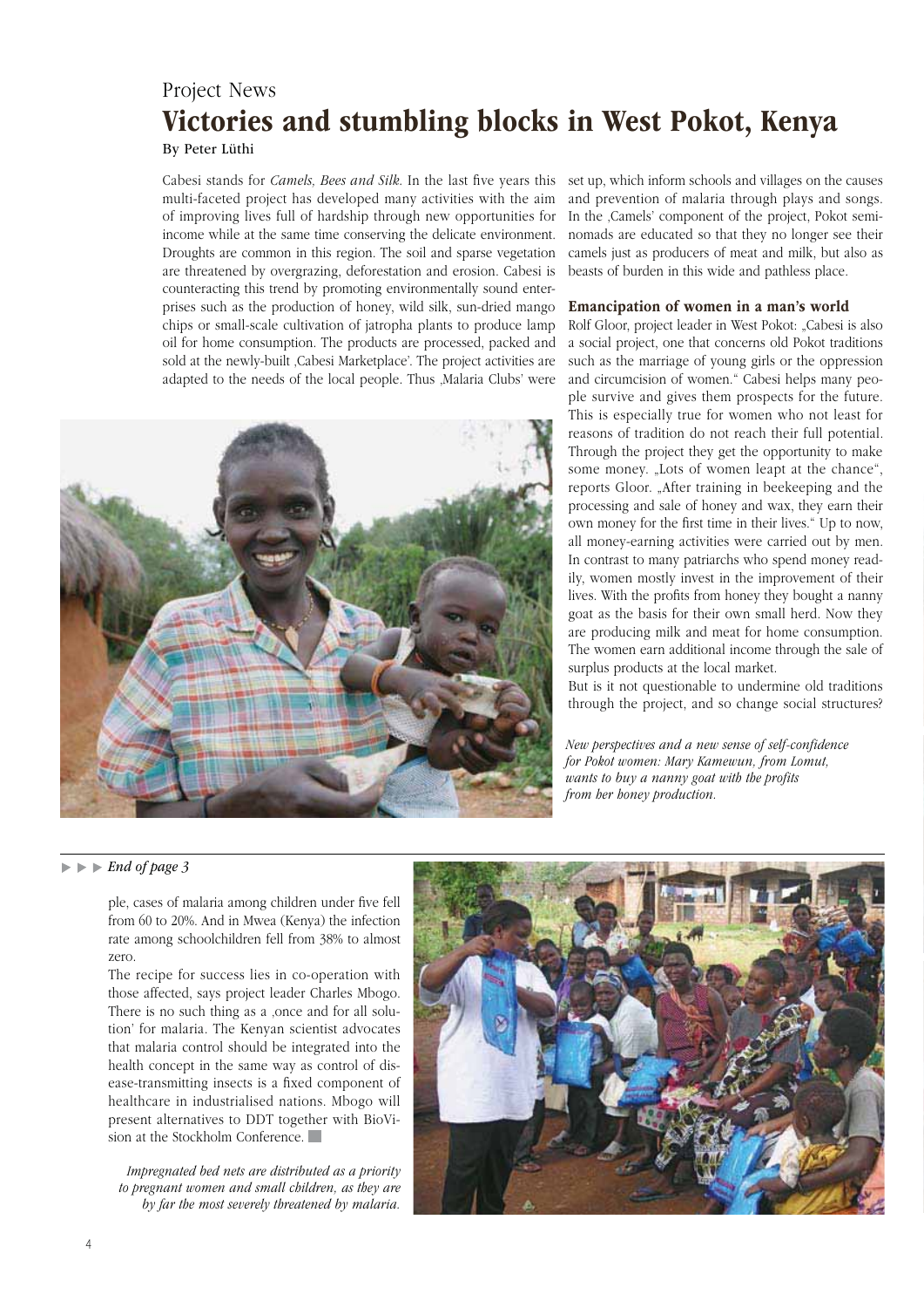Project News

# Victories and stumbling blocks in West Pokot, Kenya

By Peter Lüthi

Cabesi stands for *Camels, Bees and Silk*. In the last five years this multi-faceted project has developed many activities with the aim of improving lives full of hardship through new opportunities for income while at the same time conserving the delicate environment. Droughts are common in this region. The soil and sparse vegetation are threatened by overgrazing, deforestation and erosion. Cabesi is counteracting this trend by promoting environmentally sound enterprises such as the production of honey, wild silk, sun-dried mango chips or small-scale cultivation of jatropha plants to produce lamp oil for home consumption. The products are processed, packed and sold at the newly-built ‚Cabesi Marketplace'. The project activities are adapted to the needs of the local people. Thus ‚Malaria Clubs' were set up, which inform schools and villages on the causes and prevention of malaria through plays and songs. In the ‚Camels' component of the project, Pokot semi-nomads are educated so that they no longer see their camels just as producers of meat and milk, but also as beasts of burden in this wide and pathless place.

### Emancipation of women in a man's world

Rolf Gloor, project leader in West Pokot: „Cabesi is also a social project, one that concerns old Pokot traditions such as the marriage of young girls or the oppression and circumcision of women." Cabesi helps many people survive and gives them prospects for the future. This is especially true for women who not least for reasons of tradition do not reach their full potential. Through the project they get the opportunity to make some money. „Lots of women leapt at the chance", reports Gloor. „After training in beekeeping and the processing and sale of honey and wax, they earn their own money for the first time in their lives." Up to now, all money-earning activities were carried out by men. In contrast to many patriarchs who spend money readily, women mostly invest in the improvement of their lives. With the profits from honey they bought a nanny goat as the basis for their own small herd. Now they are producing milk and meat for home consumption. The women earn additional income through the sale of surplus products at the local market.

But is it not questionable to undermine old traditions through the project, and so change social structures?

*New perspectives and a new sense of self-confidence for Pokot women: Mary Kamewun, from Lomut, wants to buy a nanny goat with the profits from her honey production.*

---

*End of page 3*

ple, cases of malaria among children under five fell from 60 to 20%. And in Mwea (Kenya) the infection rate among schoolchildren fell from 38% to almost zero.

The recipe for success lies in co-operation with those affected, says project leader Charles Mbogo. There is no such thing as a ‚once and for all solution' for malaria. The Kenyan scientist advocates that malaria control should be integrated into the health concept in the same way as control of disease-transmitting insects is a fixed component of healthcare in industrialised nations. Mbogo will present alternatives to DDT together with BioVision at the Stockholm Conference.

*Impregnated bed nets are distributed as a priority to pregnant women and small children, as they are by far the most severely threatened by malaria.*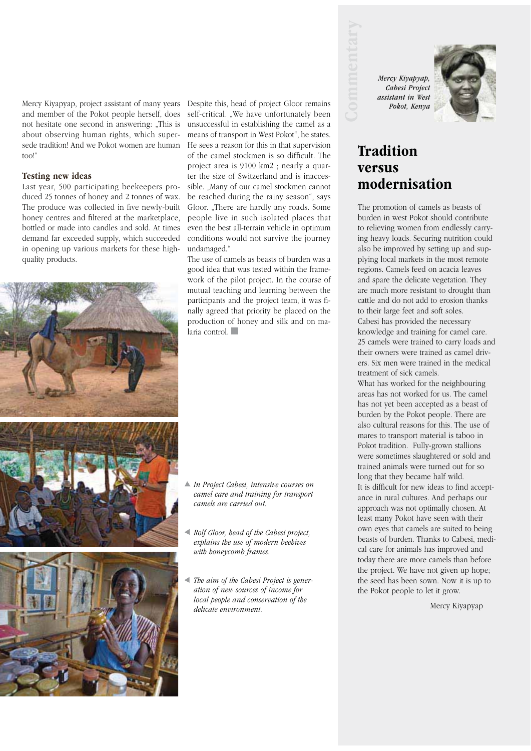Mercy Kiyapyap, project assistant of many years and member of the Pokot people herself, does not hesitate one second in answering: „This is about observing human rights, which supersede tradition! And we Pokot women are human too!"

### Testing new ideas

Last year, 500 participating beekeepers produced 25 tonnes of honey and 2 tonnes of wax. The produce was collected in five newly-built honey centres and filtered at the marketplace, bottled or made into candles and sold. At times demand far exceeded supply, which succeeded in opening up various markets for these high-quality products.

Despite this, head of project Gloor remains self-critical. „We have unfortunately been unsuccessful in establishing the camel as a means of transport in West Pokot", he states. He sees a reason for this in that supervision of the camel stockmen is so difficult. The project area is 9100 km2 ; nearly a quarter the size of Switzerland and is inaccessible. „Many of our camel stockmen cannot be reached during the rainy season", says Gloor. „There are hardly any roads. Some people live in such isolated places that even the best all-terrain vehicle in optimum conditions would not survive the journey undamaged."

The use of camels as beasts of burden was a good idea that was tested within the framework of the pilot project. In the course of mutual teaching and learning between the participants and the project team, it was finally agreed that priority be placed on the production of honey and silk and on malaria control.

▲ *In Project Cabesi, intensive courses on camel care and training for transport camels are carried out.*

◀ *Rolf Gloor, head of the Cabesi project, explains the use of modern beehives with honeycomb frames.*

◀ *The aim of the Cabesi Project is generation of new sources of income for local people and conservation of the delicate environment.*

Commentary

*Mercy Kiyapyap, Cabesi Project assistant in West Pokot, Kenya*

## Tradition versus modernisation

The promotion of camels as beasts of burden in west Pokot should contribute to relieving women from endlessly carrying heavy loads. Securing nutrition could also be improved by setting up and supplying local markets in the most remote regions. Camels feed on acacia leaves and spare the delicate vegetation. They are much more resistant to drought than cattle and do not add to erosion thanks to their large feet and soft soles.

Cabesi has provided the necessary knowledge and training for camel care. 25 camels were trained to carry loads and their owners were trained as camel drivers. Six men were trained in the medical treatment of sick camels.

What has worked for the neighbouring areas has not worked for us. The camel has not yet been accepted as a beast of burden by the Pokot people. There are also cultural reasons for this. The use of mares to transport material is taboo in Pokot tradition. Fully-grown stallions were sometimes slaughtered or sold and trained animals were turned out for so long that they became half wild.

It is difficult for new ideas to find acceptance in rural cultures. And perhaps our approach was not optimally chosen. At least many Pokot have seen with their own eyes that camels are suited to being beasts of burden. Thanks to Cabesi, medical care for animals has improved and today there are more camels than before the project. We have not given up hope; the seed has been sown. Now it is up to the Pokot people to let it grow.

Mercy Kiyapyap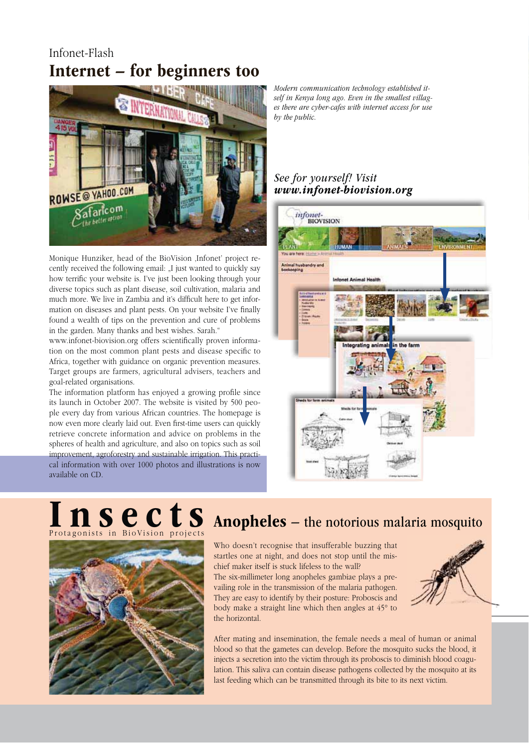Infonet-Flash

# Internet – for beginners too

*Modern communication technology established itself in Kenya long ago. Even in the smallest villages there are cyber-cafes with internet access for use by the public.*

Monique Hunziker, head of the BioVision ‚Infonet' project recently received the following email: „I just wanted to quickly say how terrific your website is. I've just been looking through your diverse topics such as plant disease, soil cultivation, malaria and much more. We live in Zambia and it's difficult here to get information on diseases and plant pests. On your website I've finally found a wealth of tips on the prevention and cure of problems in the garden. Many thanks and best wishes. Sarah."

www.infonet-biovision.org offers scientifically proven information on the most common plant pests and disease specific to Africa, together with guidance on organic prevention measures. Target groups are farmers, agricultural advisers, teachers and goal-related organisations.

The information platform has enjoyed a growing profile since its launch in October 2007. The website is visited by 500 people every day from various African countries. The homepage is now even more clearly laid out. Even first-time users can quickly retrieve concrete information and advice on problems in the spheres of health and agriculture, and also on topics such as soil improvement, agroforestry and sustainable irrigation. This practical information with over 1000 photos and illustrations is now available on CD.

***See for yourself! Visit www.infonet-biovision.org***

# Insects

Protagonists in BioVision projects

## Anopheles – the notorious malaria mosquito

Who doesn't recognise that insufferable buzzing that startles one at night, and does not stop until the mischief maker itself is stuck lifeless to the wall?

The six-millimeter long anopheles gambiae plays a prevailing role in the transmission of the malaria pathogen. They are easy to identify by their posture: Proboscis and body make a straight line which then angles at 45° to the horizontal.

After mating and insemination, the female needs a meal of human or animal blood so that the gametes can develop. Before the mosquito sucks the blood, it injects a secretion into the victim through its proboscis to diminish blood coagulation. This saliva can contain disease pathogens collected by the mosquito at its last feeding which can be transmitted through its bite to its next victim.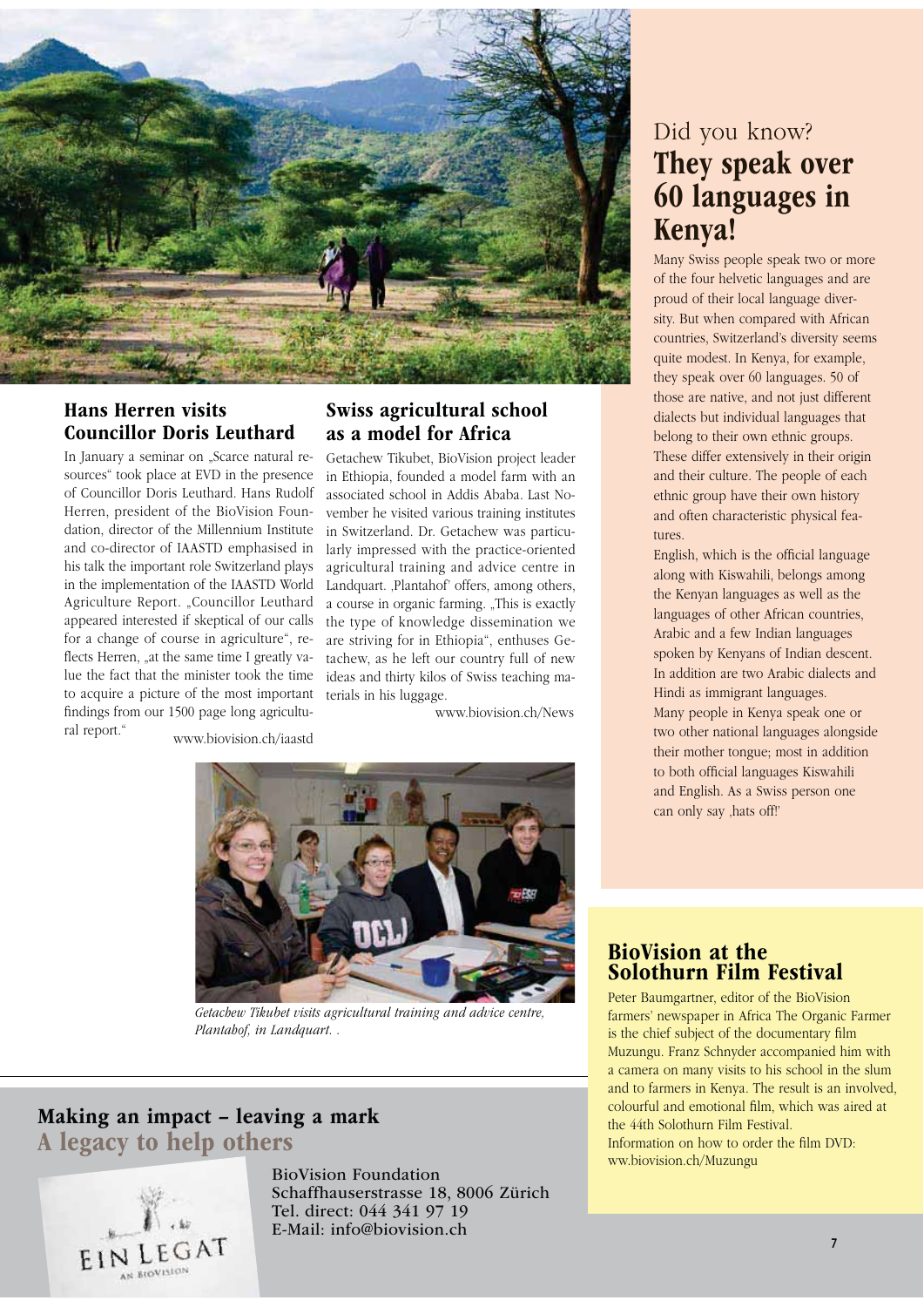## Hans Herren visits Councillor Doris Leuthard

In January a seminar on „Scarce natural resources" took place at EVD in the presence of Councillor Doris Leuthard. Hans Rudolf Herren, president of the BioVision Foundation, director of the Millennium Institute and co-director of IAASTD emphasised in his talk the important role Switzerland plays in the implementation of the IAASTD World Agriculture Report. „Councillor Leuthard appeared interested if skeptical of our calls for a change of course in agriculture", reflects Herren, „at the same time I greatly value the fact that the minister took the time to acquire a picture of the most important findings from our 1500 page long agricultural report."

www.biovision.ch/iaastd

## Swiss agricultural school as a model for Africa

Getachew Tikubet, BioVision project leader in Ethiopia, founded a model farm with an associated school in Addis Ababa. Last November he visited various training institutes in Switzerland. Dr. Getachew was particularly impressed with the practice-oriented agricultural training and advice centre in Landquart. ‚Plantahof' offers, among others, a course in organic farming. „This is exactly the type of knowledge dissemination we are striving for in Ethiopia", enthuses Getachew, as he left our country full of new ideas and thirty kilos of Swiss teaching materials in his luggage.

www.biovision.ch/News

*Getachew Tikubet visits agricultural training and advice centre, Plantahof, in Landquart. .*

Did you know?

## They speak over 60 languages in Kenya!

Many Swiss people speak two or more of the four helvetic languages and are proud of their local language diversity. But when compared with African countries, Switzerland's diversity seems quite modest. In Kenya, for example, they speak over 60 languages. 50 of those are native, and not just different dialects but individual languages that belong to their own ethnic groups. These differ extensively in their origin and their culture. The people of each ethnic group have their own history and often characteristic physical features.

English, which is the official language along with Kiswahili, belongs among the Kenyan languages as well as the languages of other African countries, Arabic and a few Indian languages spoken by Kenyans of Indian descent. In addition are two Arabic dialects and Hindi as immigrant languages.

Many people in Kenya speak one or two other national languages alongside their mother tongue; most in addition to both official languages Kiswahili and English. As a Swiss person one can only say ‚hats off!'

## BioVision at the Solothurn Film Festival

Peter Baumgartner, editor of the BioVision farmers' newspaper in Africa The Organic Farmer is the chief subject of the documentary film Muzungu. Franz Schnyder accompanied him with a camera on many visits to his school in the slum and to farmers in Kenya. The result is an involved, colourful and emotional film, which was aired at the 44th Solothurn Film Festival.

Information on how to order the film DVD: ww.biovision.ch/Muzungu

## Making an impact – leaving a mark
## A legacy to help others

EIN LEGAT AN BIOVISION

BioVision Foundation
Schaffhauserstrasse 18, 8006 Zürich
Tel. direct: 044 341 97 19
E-Mail: info@biovision.ch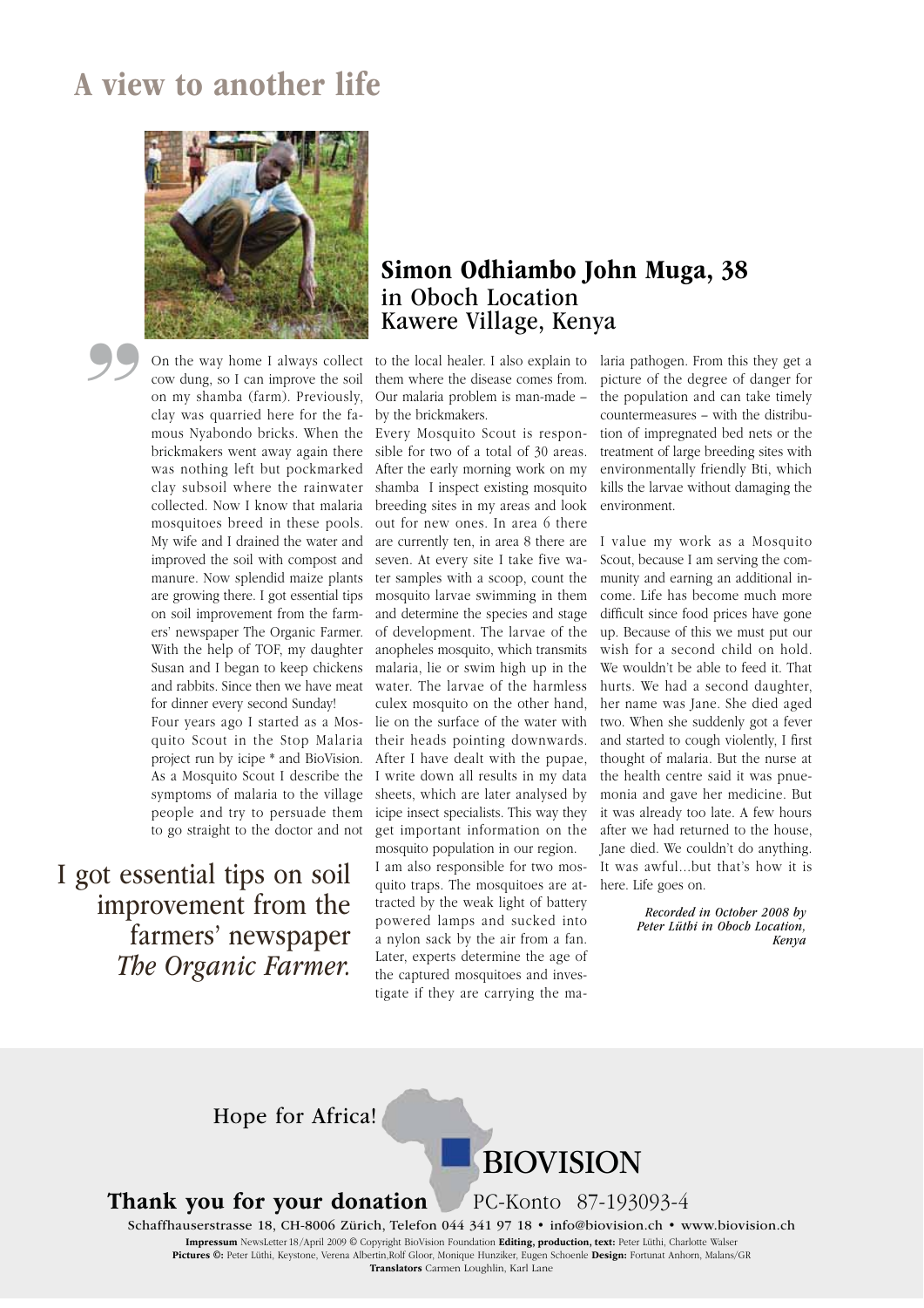# A view to another life

## Simon Odhiambo John Muga, 38
in Oboch Location
Kawere Village, Kenya

On the way home I always collect cow dung, so I can improve the soil on my shamba (farm). Previously, clay was quarried here for the famous Nyabondo bricks. When the brickmakers went away again there was nothing left but pockmarked clay subsoil where the rainwater collected. Now I know that malaria mosquitoes breed in these pools. My wife and I drained the water and improved the soil with compost and manure. Now splendid maize plants are growing there. I got essential tips on soil improvement from the farmers' newspaper The Organic Farmer. With the help of TOF, my daughter Susan and I began to keep chickens and rabbits. Since then we have meat for dinner every second Sunday!

Four years ago I started as a Mosquito Scout in the Stop Malaria project run by icipe * and BioVision. As a Mosquito Scout I describe the symptoms of malaria to the village people and try to persuade them to go straight to the doctor and not to the local healer. I also explain to them where the disease comes from. Our malaria problem is man-made – by the brickmakers.

Every Mosquito Scout is responsible for two of a total of 30 areas. After the early morning work on my shamba I inspect existing mosquito breeding sites in my areas and look out for new ones. In area 6 there are currently ten, in area 8 there are seven. At every site I take five water samples with a scoop, count the mosquito larvae swimming in them and determine the species and stage of development. The larvae of the anopheles mosquito, which transmits malaria, lie or swim high up in the water. The larvae of the harmless culex mosquito on the other hand, lie on the surface of the water with their heads pointing downwards. After I have dealt with the pupae, I write down all results in my data sheets, which are later analysed by icipe insect specialists. This way they get important information on the mosquito population in our region.

I am also responsible for two mosquito traps. The mosquitoes are attracted by the weak light of battery powered lamps and sucked into a nylon sack by the air from a fan. Later, experts determine the age of the captured mosquitoes and investigate if they are carrying the malaria pathogen. From this they get a picture of the degree of danger for the population and can take timely countermeasures – with the distribution of impregnated bed nets or the treatment of large breeding sites with environmentally friendly Bti, which kills the larvae without damaging the environment.

I value my work as a Mosquito Scout, because I am serving the community and earning an additional income. Life has become much more difficult since food prices have gone up. Because of this we must put our wish for a second child on hold. We wouldn't be able to feed it. That hurts. We had a second daughter, her name was Jane. She died aged two. When she suddenly got a fever and started to cough violently, I first thought of malaria. But the nurse at the health centre said it was pnuemonia and gave her medicine. But it was already too late. A few hours after we had returned to the house, Jane died. We couldn't do anything. It was awful...but that's how it is here. Life goes on.

*Recorded in October 2008 by Peter Lüthi in Oboch Location, Kenya*

> I got essential tips on soil improvement from the farmers' newspaper *The Organic Farmer.*

Hope for Africa!

BIOVISION

**Thank you for your donation** PC-Konto 87-193093-4

Schaffhauserstrasse 18, CH-8006 Zürich, Telefon 044 341 97 18 • info@biovision.ch • www.biovision.ch

**Impressum** NewsLetter 18/April 2009 © Copyright BioVision Foundation **Editing, production, text:** Peter Lüthi, Charlotte Walser
**Pictures ©:** Peter Lüthi, Keystone, Verena Albertin, Rolf Gloor, Monique Hunziker, Eugen Schoenle **Design:** Fortunat Anhorn, Malans/GR
**Translators** Carmen Loughlin, Karl Lane